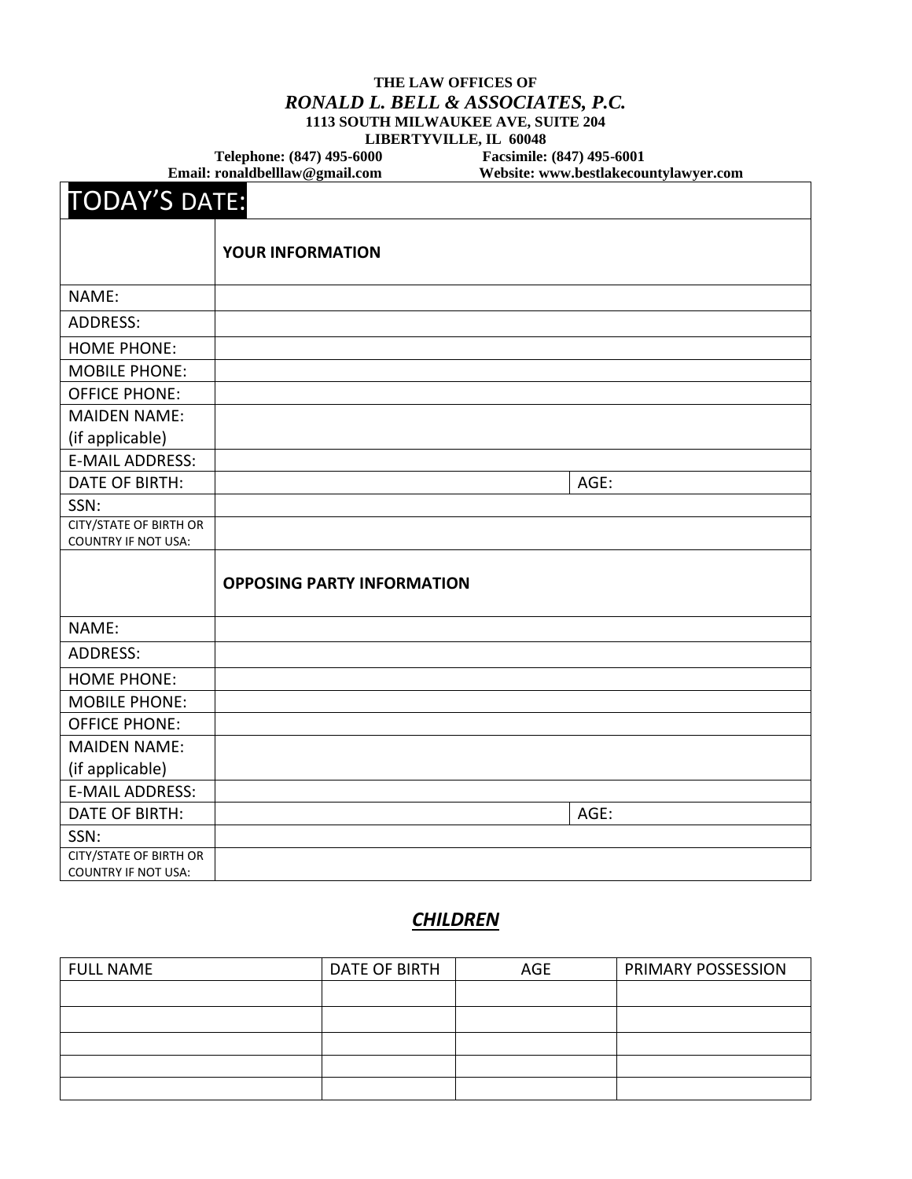**THE LAW OFFICES OF**

***RONALD L. BELL & ASSOCIATES, P.C.***

**1113 SOUTH MILWAUKEE AVE, SUITE 204**

**LIBERTYVILLE, IL 60048**

**Telephone: (847) 495-6000** **Facsimile: (847) 495-6001**

**Email: ronaldbelllaw@gmail.com** **Website: www.bestlakecountylawyer.com**

| TODAY'S DATE: | | |
|---|---|---|
| | **YOUR INFORMATION** | |
| NAME: | | |
| ADDRESS: | | |
| HOME PHONE: | | |
| MOBILE PHONE: | | |
| OFFICE PHONE: | | |
| MAIDEN NAME: (if applicable) | | |
| E-MAIL ADDRESS: | | |
| DATE OF BIRTH: | | AGE: |
| SSN: | | |
| CITY/STATE OF BIRTH OR COUNTRY IF NOT USA: | | |
| | **OPPOSING PARTY INFORMATION** | |
| NAME: | | |
| ADDRESS: | | |
| HOME PHONE: | | |
| MOBILE PHONE: | | |
| OFFICE PHONE: | | |
| MAIDEN NAME: (if applicable) | | |
| E-MAIL ADDRESS: | | |
| DATE OF BIRTH: | | AGE: |
| SSN: | | |
| CITY/STATE OF BIRTH OR COUNTRY IF NOT USA: | | |

## ***CHILDREN***

| FULL NAME | DATE OF BIRTH | AGE | PRIMARY POSSESSION |
|---|---|---|---|
| | | | |
| | | | |
| | | | |
| | | | |
| | | | |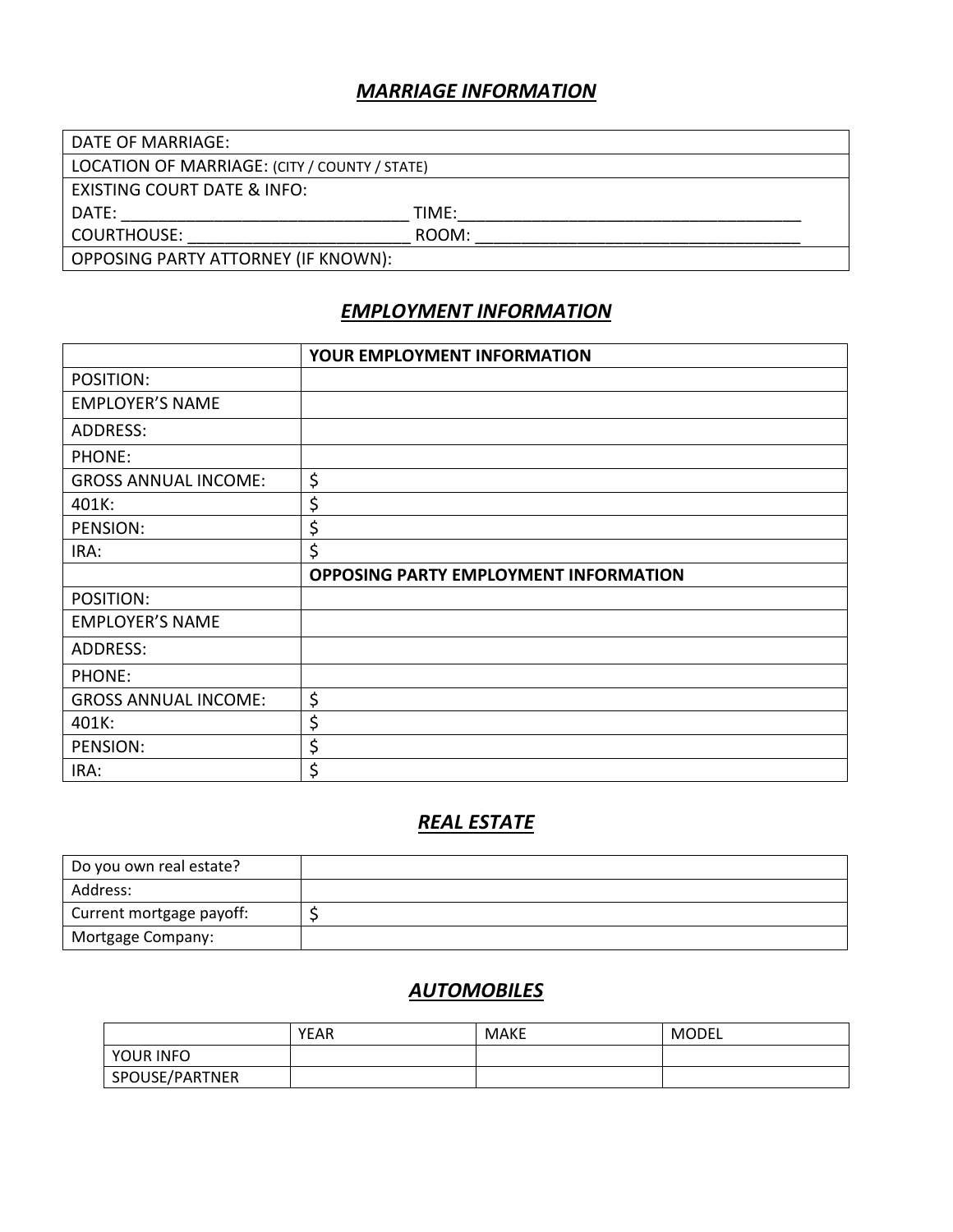## ***MARRIAGE INFORMATION***

| DATE OF MARRIAGE: | |
|---|---|
| LOCATION OF MARRIAGE: (CITY / COUNTY / STATE) | |
| EXISTING COURT DATE & INFO: | |
| DATE: _______________________________ | TIME:_____________________________________ |
| COURTHOUSE: ________________________ | ROOM: ___________________________________ |
| OPPOSING PARTY ATTORNEY (IF KNOWN): | |

## ***EMPLOYMENT INFORMATION***

| | **YOUR EMPLOYMENT INFORMATION** |
|---|---|
| POSITION: | |
| EMPLOYER'S NAME | |
| ADDRESS: | |
| PHONE: | |
| GROSS ANNUAL INCOME: | $ |
| 401K: | $ |
| PENSION: | $ |
| IRA: | $ |
| | **OPPOSING PARTY EMPLOYMENT INFORMATION** |
| POSITION: | |
| EMPLOYER'S NAME | |
| ADDRESS: | |
| PHONE: | |
| GROSS ANNUAL INCOME: | $ |
| 401K: | $ |
| PENSION: | $ |
| IRA: | $ |

## ***REAL ESTATE***

| Do you own real estate? | |
|---|---|
| Address: | |
| Current mortgage payoff: | $ |
| Mortgage Company: | |

## ***AUTOMOBILES***

| | YEAR | MAKE | MODEL |
|---|---|---|---|
| YOUR INFO | | | |
| SPOUSE/PARTNER | | | |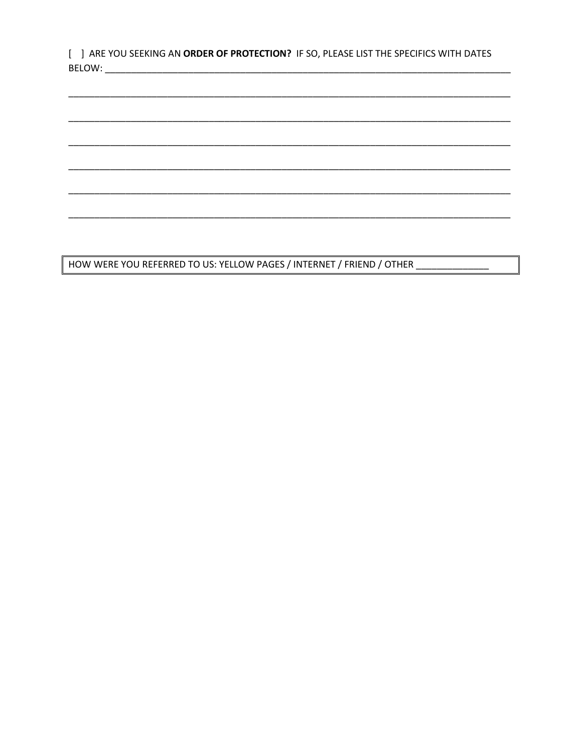[ ] ARE YOU SEEKING AN **ORDER OF PROTECTION?** IF SO, PLEASE LIST THE SPECIFICS WITH DATES BELOW: ______________________________________________________________________________

______________________________________________________________________________

______________________________________________________________________________

______________________________________________________________________________

______________________________________________________________________________

______________________________________________________________________________

______________________________________________________________________________

HOW WERE YOU REFERRED TO US: YELLOW PAGES / INTERNET / FRIEND / OTHER ______________